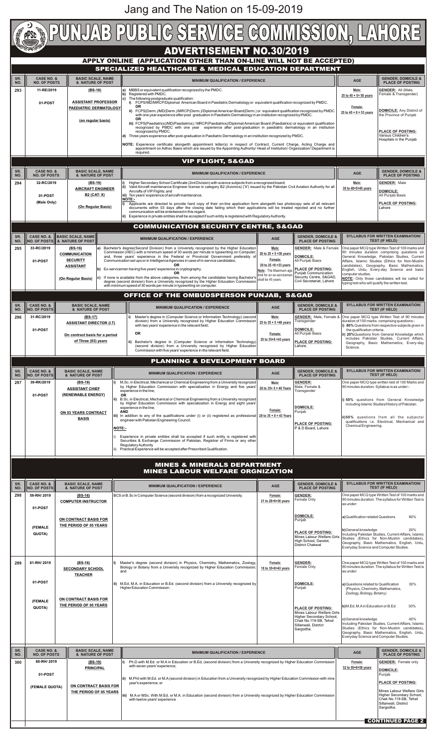Jang and The Nation on 15-09-2019

# PUNJAB PUBLIC SERVICE COMMISSION, LAHORE

## ADVERTISEMENT NO.30/2019

### APPLY ONLINE (APPLICATION OTHER THAN ON-LINE WILL NOT BE ACCEPTED)

### SPECIALIZED HEALTHCARE & MEDICAL EDUCATION DEPARTMENT

| SR. NO. | CASE NO. & NO. OF POSTS | BASIC SCALE, NAME & NATURE OF POST | MINIMUM QUALIFICATION / EXPERIENCE | AGE | GENDER, DOMICILE & PLACE OF POSTING |
|---|---|---|---|---|---|
| 293 | 11-RE/2019<br><br>01-POST | (BS-18)<br><br>ASSISTANT PROFESSOR PAEDIATRIC DERMATOLOGY<br><br>(on regular basis) | a) MBBS or equivalent qualification recognized by the PMDC.<br>b) Registered with PMDC.<br>c) The following postgraduate qualification:<br>i) FCPS/MD/MRCP/Diplomat American Board in Paediatric Dermatology or equivalent qualification recognized by PMDC.<br>OR<br>ii) FCPS(Derm.)/MD(Derm.)/MRCP(Derm.)/Diplomat American Board(Derm.) or equivalent qualification recognized by PMDC with one year experience after post graduation in Paediatric Dermatology in an institution recognized by PMDC.<br>OR<br>iii) FCPS(Paediatrics)/MD(Paediatrics) / MRCP(Paediatrics)/Diplomat American Board (Paediatrics) or equivalent qualification recognized by PMDC with one year experience after post-graduation in paediatric dermatology in an institution recognized by PMDC.<br>d) Three years experience after post-graduation in Paediatric Dermatology in an institution recognized by PMDC.<br><br>NOTE: Experience certificate alongwith appointment letter(s) in respect of Contract, Current Charge, Acting Charge and appointment on Adhoc Basis which are issued by the Appointing Authority/ Head of Institution/ Organization/ Department is required. | Male:<br>25 to 45 + 5= 50 years<br><br>Female:<br>25 to 45 + 8 = 53 years | GENDER: All (Male, Female & Transgender)<br><br>DOMICILE: Any District of the Province of Punjab<br><br>PLACE OF POSTING: Various Children's Hospitals in the Punjab |

### VIP FLIGHT, S&GAD

| SR. NO. | CASE NO. & NO. OF POSTS | BASIC SCALE, NAME & NATURE OF POST | MINIMUM QUALIFICATION / EXPERIENCE | AGE | GENDER, DOMICILE & PLACE OF POSTING |
|---|---|---|---|---|---|
| 294 | 32-RC/2019<br><br>01-POST<br>(Male Only) | (BS-19)<br>AIRCRAFT ENGINEER<br>B2 (CAT: X)<br><br>(On Regular Basis) | i) Higher Secondary School Certificate (2nd Division) with science subjects from a recognized board;<br>ii) Valid Aircraft maintenance Engineer license in category B2 (Avionics) ('X') issued by the Pakistan Civil Aviation Authority for all Aircrafts of VIP Flights; and<br>iii) Ten years' experience of aircraft maintenance.<br>NOTE:-<br>i) Applicants are directed to provide hard copy of their on-line application form alongwith two photocopy sets of all relevant documents within 03 days after the closing date failing which their applications will be treated rejected and no further communication will be entertained in this regard.<br>ii) Experience in private entities shall be accepted if such entity is registered with Regulatory Authority. | Male:<br>30 to 40+5=45 years | GENDER: Male<br><br>DOMICILE: All Punjab Basis<br><br>PLACE OF POSTING: Lahore |

### COMMUNICATION SECURITY CENTRE, S&GAD

| SR. NO. | CASE NO. & NO. OF POSTS | BASIC SCALE, NAME & NATURE OF POST | MINIMUM QUALIFICATION / EXPERIENCE | AGE | GENDER, DOMICILE & PLACE OF POSTING | SYLLABUS FOR WRITTEN EXAMINATION/ TEST (IF HELD) |
|---|---|---|---|---|---|---|
| 295 | 33-RC/2019<br><br>01-POST | (BS-16)<br>COMMUNICATION SECURITY ASSISTANT<br><br>(On Regular Basis) | a) Bachelor's degree(Second Division) from a University recognized by the Higher Education Commission (HEC) with a minimum speed of 30 words per minute in typewriting on Computer; and, three years' experience in the Federal or Provincial Government preferably of Communication set ups or in Intelligence Agencies in case of in-service candidates;<br>OR<br>b) Ex-servicemen having five years' experience in cryptography.<br>OR<br>c) If none is available from the above categories, from among the candidates having Bachelor's degree (second division) from a University recognized by the Higher Education Commission with minimum speed of 30 words per minute in typewriting on computer. | Male:<br>20 to 25 + 5 =30 years<br><br>Female:<br>20 to 25 +8 =33 years<br><br>Note: The Maximum age limit for an ex-serviceman shall be 45 years. | GENDER: Male & Female<br><br>DOMICILE: All Punjab Basis<br><br>PLACE OF POSTING: Punjab Communication Security Centre, S&GAD, Civil Secretariat, Lahore | One paper MCQ type Written Test of 100 marks and 90 minutes duration comprising questions on General Knowledge, Pakistan Studies, Current Affairs, Islamic Studies (Ethics for Non-Muslim candidates), Geography, Basic Mathematics, English, Urdu, Every-day Science and basic computer studies.<br>NOTE: Only those candidates will be called for typing test who will qualify the written test. |

### OFFICE OF THE OMBUDSPERSON PUNJAB, S&GAD

| SR. NO. | CASE NO. & NO. OF POSTS | BASIC SCALE, NAME & NATURE OF POST | MINIMUM QUALIFICATION / EXPERIENCE | AGE | GENDER, DOMICILE & PLACE OF POSTING | SYLLABUS FOR WRITTEN EXAMINATION/ TEST (IF HELD) |
|---|---|---|---|---|---|---|
| 296 | 31-RC/2019<br><br>01-POST | (BS-17)<br>ASSISTANT DIRECTOR (I.T)<br><br>On contract basis for a period of Three (03) years | i) Master's degree in (Computer Science or Information Technology) (second division) from a University recognized by Higher Education Commission with two years' experience in the relevant field;<br>OR<br>ii) Bachelor's degree in (Computer Science or Information Technology) (second division) from a University recognized by Higher Education Commission with five years' experience in the relevant field. | Male:<br>25 to 35 + 5 =40 years<br><br>Female:<br>25 to 35+8 =43 years | GENDER: Male, Female & Transgender<br><br>DOMICILE: All Punjab Basis<br><br>PLACE OF POSTING: Lahore. | One paper MCQ type Written Test of 90 minutes duration of 100 marks comprising questions:-<br>i) 80% Questions from respective subjects given in the qualification criteria.<br>ii) 20% Questions from General Knowledge which includes Pakistan Studies, Current Affairs, Geography, Basic Mathematics, Every-day Science. |

### PLANNING & DEVELOPMENT BOARD

| SR. NO. | CASE NO. & NO. OF POSTS | BASIC SCALE, NAME & NATURE OF POST | MINIMUM QUALIFICATION / EXPERIENCE | AGE | GENDER, DOMICILE & PLACE OF POSTING | SYLLABUS FOR WRITTEN EXAMINATION/ TEST (IF HELD) |
|---|---|---|---|---|---|---|
| 297 | 39-RK/2019<br><br>01-POST | (BS-18)<br>ASSISTANT CHIEF (RENEWABLE ENERGY)<br><br>ON 03 YEARS CONTRACT BASIS | i) M.Sc. in Electrical, Mechanical or Chemical Engineering from a University recognized by Higher Education Commission with specialization in Energy and five years' experience in the line;<br>OR<br>ii) B.Sc. in Electrical, Mechanical or Chemical Engineering from a University recognized by Higher Education Commission with specialization in Energy and eight years' experience in the line;<br>AND<br>iii) In addition to any of the qualifications under (i) or (ii) registered as professional engineer with Pakistan Engineering Council.<br><br>NOTE:-<br>i) Experience in private entities shall be accepted if such entity is registered with Securities & Exchange Commission of Pakistan, Registrar of Firms or any other Regulatory Authority<br>ii) Practical Experience will be accepted after Prescribed Qualification. | Male:<br>28 to 35+ 5 = 40 Years<br><br>Female:<br>28 to 35 + 8 = 43 Years | GENDER: Male, Female & Transgender<br><br>DOMICILE: Punjab<br><br>PLACE OF POSTING: P & D Board, Lahore | One paper MCQ type written test of 100 Marks and 90 minutes duration. Syllabus is as under:-<br><br>i) 50% questions from General Knowledge including Islamic Studies/History of Pakistan.<br><br>ii) 50% questions from all the subjects/ qualifications i.e. Electrical, Mechanical and Chemical Engineering. |

### MINES & MINERALS DEPARTMENT
### MINES LABOUR WELFARE ORGNIZATION

| SR. NO. | CASE NO. & NO. OF POSTS | BASIC SCALE, NAME & NATURE OF POST | MINIMUM QUALIFICATION / EXPERIENCE | AGE | GENDER, DOMICILE & PLACE OF POSTING | SYLLABUS FOR WRITTEN EXAMINATION/ TEST (IF HELD) |
|---|---|---|---|---|---|---|
| 298 | 59-RH/ 2019<br><br>01-POST<br><br>(FEMALE QUOTA) | (BS-16)<br>COMPUTER INSTRUCTOR<br><br>ON CONTRACT BASIS FOR THE PERIOD OF 05 YEARS | BCS or B.Sc in Computer Science (second division) from a recognized University. | Female:<br>21 to 28+8=36 years | GENDER: Female Only<br><br>DOMICILE: Punjab<br><br>PLACE OF POSTING: Mines Labour Welfare Girls High School, Dandot, District Chakwal | One paper MCQ type Written Test of 100 marks and 90 minutes duration. The syllabus for Written Test is as under:<br><br>a) Qualification related Questions 80%<br><br>b) General knowledge 20%<br>Including Pakistan Studies, Current Affairs, Islamic Studies (Ethics for Non-Muslim candidates), Geography, Basic Mathematics, English, Urdu, Everyday Science and Computer Studies. |
| 299 | 61-RH/ 2019<br><br>01-POST<br><br>(FEMALE QUOTA) | (BS-16)<br>SECONDARY SCHOOL TEACHER<br><br>ON CONTRACT BASIS FOR THE PERIOD OF 05 YEARS | i) Master's degree (second division) in Physics, Chemistry, Mathematics, Zoology, Biology or Botany from a University recognized by Higher Education Commission; and<br><br>ii) M.Ed, M.A. in Education or B.Ed. (second division) from a University recognized by Higher Education Commission. | Female:<br>18 to 35+8=43 years | GENDER: Female Only<br><br>DOMICILE: Punjab<br><br>PLACE OF POSTING: Mines Labour Welfare Girls Higher Secondary School, Chak No.119-SB, Tehsil Sillanwali, District Sargodha. | One paper MCQ type Written Test of 100 marks and 90 minutes duration. The syllabus for Written Test is as under:<br><br>a) Questions related to Qualification 30%<br>(Physics, Chemistry, Mathematics, Zoology, Biology, Botany)<br><br>b) M.Ed, M.A in Education or B.Ed 30%<br><br>c) General knowledge 40%<br>Including Pakistan Studies, Current Affairs, Islamic Studies (Ethics for Non-Muslim candidates), Geography, Basic Mathematics, English, Urdu, Everyday Science and Computer Studies. |

| SR. NO. | CASE NO. & NO. OF POSTS | BASIC SCALE, NAME & NATURE OF POST | MINIMUM QUALIFICATION / EXPERIENCE | AGE | GENDER, DOMICILE & PLACE OF POSTING |
|---|---|---|---|---|---|
| 300 | 60-RH/ 2019<br><br>01-POST<br><br>(FEMALE QUOTA) | (BS-19)<br>PRINCIPAL<br><br>ON CONTRACT BASIS FOR THE PERIOD OF 05 YEARS | i) Ph.D with M.Ed. or M.A in Education or B.Ed, (second division) from a University recognized by Higher Education Commission with seven years' experience;<br><br>ii) M.Phil with M.Ed. or M.A (second division) in Education from a University recognized by Higher Education Commission with nine year's experience; or<br><br>iii) M.A or MSc. With M.Ed, or M.A. in Education (second division) from a University recognized by Higher Education Commission with twelve years' experience | Female:<br>32 to 50+8=58 years | GENDER: Female only<br><br>DOMICILE: Punjab<br><br>PLACE OF POSTING: Mines Labour Welfare Girls Higher Secondary School, Chak No.119-SB, Tehsil Sillanwali, District Sargodha. |

**CONTINUED PAGE 2**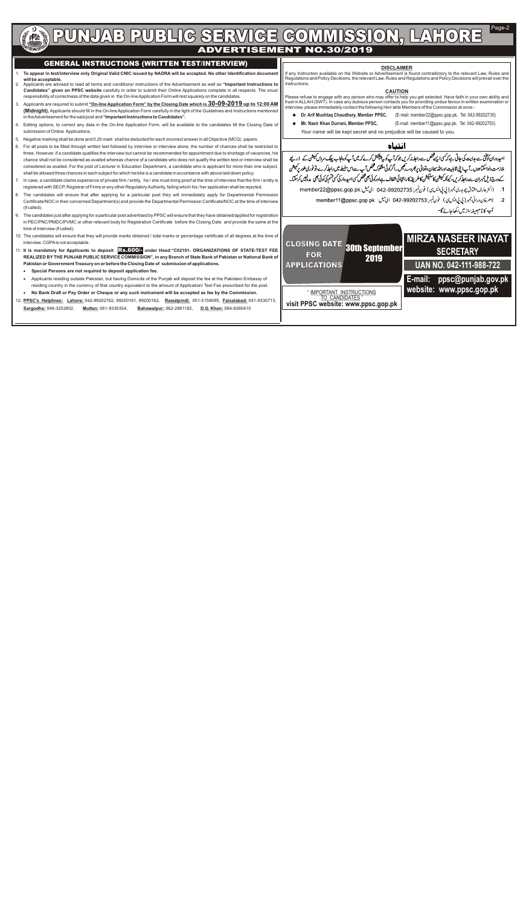# PUNJAB PUBLIC SERVICE COMMISSION, LAHORE

## ADVERTISEMENT NO.30/2019

## GENERAL INSTRUCTIONS (WRITTEN TEST/INTERVIEW)

1. **To appear in test/interview only Original Valid CNIC issued by NADRA will be accepted. No other Identification document will be acceptable.**
2. Applicants are advised to read all terms and conditions/ instructions of the Advertisement as well as **"Important Instructions to Candidates" given on PPSC website** carefully in order to submit their Online Applications complete in all respects. The onus/ responsibility of correctness of the data given in the On-line Application Form will rest squarely on the candidates.
3. Applicants are required to submit **"On-line Application Form" by the Closing Date which is 30-09-2019 up to 12:00 AM (Midnight).** Applicants should fill in the On-line Application Form carefully in the light of the Guidelines and Instructions mentioned in the Advertisement for the said post and **"Important Instructions to Candidates".**
4. Editing options, to correct any data in the On-line Application Form, will be available to the candidates till the Closing Date of submission of Online Applications.
5. Negative marking shall be done and 0.25 mark shall be deducted for each incorrect answer in all Objective (MCQ) papers.
6. For all posts to be filled through written test followed by interview or interview alone, the number of chances shall be restricted to three. However, if a candidate qualifies the interview but cannot be recommended for appointment due to shortage of vacancies, his chance shall not be considered as availed whereas chance of a candidate who does not qualify the written test or interview shall be considered as availed. For the post of Lecturer in Education Department, a candidate who is applicant for more than one subject, shall be allowed three chances in each subject for which he/she is a candidate in accordance with above laid down policy.
7. In case, a candidate claims experience of private firm / entity, he / she must bring proof at the time of interview that the firm / entity is registered with SECP, Registrar of Firms or any other Regulatory Authority, failing which his / her application shall be rejected.
8. The candidates will ensure that after applying for a particular post they will immediately apply for Departmental Permission Certificate/NOC in their concerned Department(s) and provide the Departmental Permission Certificate/NOC at the time of interview (if called).
9. The candidates just after applying for a particular post advertised by PPSC will ensure that they have obtained/applied for registration in PEC/PNC/PMDC/PVMC or other relevant body for Registration Certificate before the Closing Date and provide the same at the time of interview (if called).
10. The candidates will ensure that they will provide marks obtained / total marks or percentage certificate of all degrees at the time of interview. CGPA is not acceptable.
11. **It is mandatory for Applicants to deposit Rs.600/- under Head:"C02101- ORGANIZATIONS OF STATE-TEST FEE REALIZED BY THE PUNJAB PUBLIC SERVICE COMMISSION", in any Branch of State Bank of Pakistan or National Bank of Pakistan or Government Treasury on or before the Closing Date of submission of applications.**
    - **Special Persons are not required to deposit application fee.**
    - Applicants residing outside Pakistan, but having Domicile of the Punjab will deposit the fee at the Pakistani Embassy of residing country in the currency of that country equivalent to the amount of Application/ Test Fee prescribed for the post.
    - **No Bank Draft or Pay Order or Cheque or any such instrument will be accepted as fee by the Commission.**
12. **PPSC's Helplines:** **Lahore:** 042-99202762, 99200161, 99200162, **Rawalpindi:** 051-5158095, **Faisalabad:** 041-9330713, **Sargodha:** 048-3252802, **Multan:** 061-9330354, **Bahawalpur:** 062-2881182, **D.G. Khan:** 064-9260410

### DISCLAIMER

If any Instruction available on the Website or Advertisement is found contradictory to the relevant Law, Rules and Regulations and Policy Decisions, the relevant Law, Rules and Regulations and Policy Decisions will prevail over the Instructions.

### CAUTION

Please refuse to engage with any person who may offer to help you get selected. Have faith in your own ability and trust in ALLAH (SWT). In case any dubious person contacts you for providing undue favour in written examination or interview, please immediately contact the following Hon'able Members of the Commission at once:-

- **Dr. Arif Mushtaq Chaudhary, Member PPSC,** (E-mail: member22@ppsc.gop.pk, Tel: 042-99202735)
- **Mr. Nasir Khan Durrani, Member PPSC,** (E-mail: member11@ppsc.gop.pk, Tel: 042-99202753)

Your name will be kept secret and no prejudice will be caused to you.

### انتباہ

امیدواران کو تختی سے ہدایت کی جاتی ہے کہ کسی ایسے شخص سے رابطہ نہ کریں جو کہ آپ کو یہ پیشکش کرے کہ میں آپ کو پنجاب پبلک سروس کمیشن کے ذریعے ملازمت دلوا سکتا ہوں۔ آپ اپنی قابلیت اور اللہ سبحان وتعالیٰ پر بھروسہ رکھیں۔ اگر کوئی مشکوک شخص آپ سے اس سلسلے میں رابطہ کرے، تو فوری طور پر کمیشن کے درج ذیل ممبران سے رابطہ کریں، کیونکہ کمیشن کا سلیکشن کا طریقہ کار انتہائی شفاف ہے اور کوئی بھی شخص کسی امیدوار کی کسی قسم کی کوئی بھی مدد نہیں کر سکتا۔

1. ڈاکٹر عارف مشتاق چوہدری، ممبر (پی پی ایس سی) فون نمبر: 042-99202735 ای میل: member22@ppsc.gop.pk
2. ناصر خان درانی، ممبر (پی پی ایس سی) فون نمبر: 042-99202753 ای میل: member11@ppsc.gop.pk

آپ کا نام صیغہ راز میں رکھا جائے گا۔

**CLOSING DATE FOR APPLICATIONS: 30th September 2019**

" IMPORTANT INSTRUCTIONS TO CANDIDATES "
**visit PPSC website: www.ppsc.gop.pk**

**MIRZA NASEER INAYAT**
**SECRETARY**

**UAN NO. 042-111-988-722**

**E-mail: ppsc@punjab.gov.pk**
**website: www.ppsc.gop.pk**